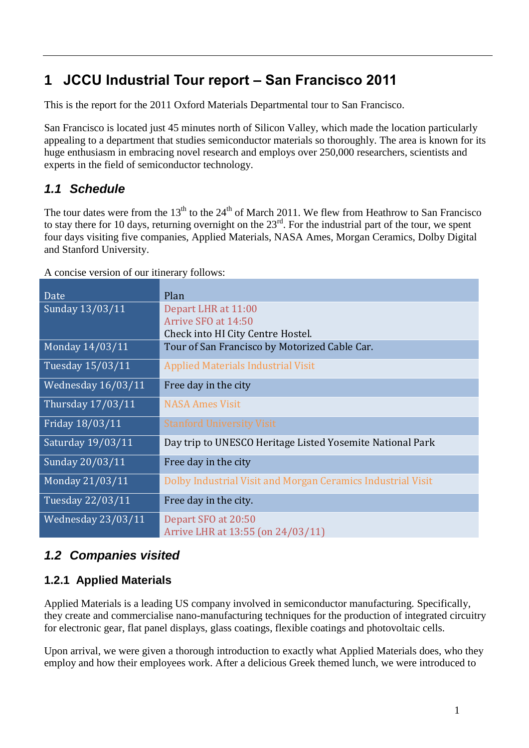# 1 JCCU Industrial Tour report – San Francisco 2011

This is the report for the 2011 Oxford Materials Departmental tour to San Francisco.

San Francisco is located just 45 minutes north of Silicon Valley, which made the location particularly appealing to a department that studies semiconductor materials so thoroughly. The area is known for its huge enthusiasm in embracing novel research and employs over 250,000 researchers, scientists and experts in the field of semiconductor technology.

## 1.1 Schedule

The tour dates were from the 13th to the 24th of March 2011. We flew from Heathrow to San Francisco to stay there for 10 days, returning overnight on the 23rd. For the industrial part of the tour, we spent four days visiting five companies, Applied Materials, NASA Ames, Morgan Ceramics, Dolby Digital and Stanford University.

A concise version of our itinerary follows:

| Date | Plan |
|---|---|
| Sunday 13/03/11 | Depart LHR at 11:00<br>Arrive SFO at 14:50<br>Check into HI City Centre Hostel. |
| Monday 14/03/11 | Tour of San Francisco by Motorized Cable Car. |
| Tuesday 15/03/11 | Applied Materials Industrial Visit |
| Wednesday 16/03/11 | Free day in the city |
| Thursday 17/03/11 | NASA Ames Visit |
| Friday 18/03/11 | Stanford University Visit |
| Saturday 19/03/11 | Day trip to UNESCO Heritage Listed Yosemite National Park |
| Sunday 20/03/11 | Free day in the city |
| Monday 21/03/11 | Dolby Industrial Visit and Morgan Ceramics Industrial Visit |
| Tuesday 22/03/11 | Free day in the city. |
| Wednesday 23/03/11 | Depart SFO at 20:50<br>Arrive LHR at 13:55 (on 24/03/11) |

## 1.2 Companies visited

### 1.2.1 Applied Materials

Applied Materials is a leading US company involved in semiconductor manufacturing. Specifically, they create and commercialise nano-manufacturing techniques for the production of integrated circuitry for electronic gear, flat panel displays, glass coatings, flexible coatings and photovoltaic cells.

Upon arrival, we were given a thorough introduction to exactly what Applied Materials does, who they employ and how their employees work. After a delicious Greek themed lunch, we were introduced to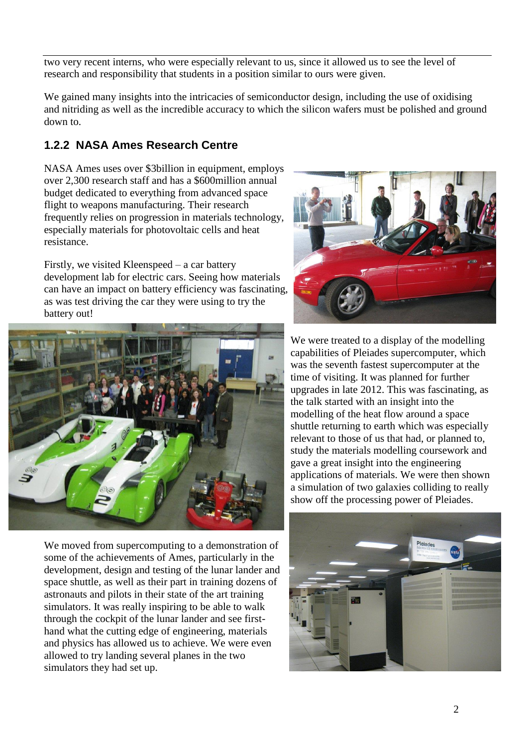two very recent interns, who were especially relevant to us, since it allowed us to see the level of research and responsibility that students in a position similar to ours were given.

We gained many insights into the intricacies of semiconductor design, including the use of oxidising and nitriding as well as the incredible accuracy to which the silicon wafers must be polished and ground down to.

### 1.2.2 NASA Ames Research Centre

NASA Ames uses over $3billion in equipment, employs over 2,300 research staff and has a $600million annual budget dedicated to everything from advanced space flight to weapons manufacturing. Their research frequently relies on progression in materials technology, especially materials for photovoltaic cells and heat resistance.

Firstly, we visited Kleenspeed – a car battery development lab for electric cars. Seeing how materials can have an impact on battery efficiency was fascinating, as was test driving the car they were using to try the battery out!

We were treated to a display of the modelling capabilities of Pleiades supercomputer, which was the seventh fastest supercomputer at the time of visiting. It was planned for further upgrades in late 2012. This was fascinating, as the talk started with an insight into the modelling of the heat flow around a space shuttle returning to earth which was especially relevant to those of us that had, or planned to, study the materials modelling coursework and gave a great insight into the engineering applications of materials. We were then shown a simulation of two galaxies colliding to really show off the processing power of Pleiades.

We moved from supercomputing to a demonstration of some of the achievements of Ames, particularly in the development, design and testing of the lunar lander and space shuttle, as well as their part in training dozens of astronauts and pilots in their state of the art training simulators. It was really inspiring to be able to walk through the cockpit of the lunar lander and see first-hand what the cutting edge of engineering, materials and physics has allowed us to achieve. We were even allowed to try landing several planes in the two simulators they had set up.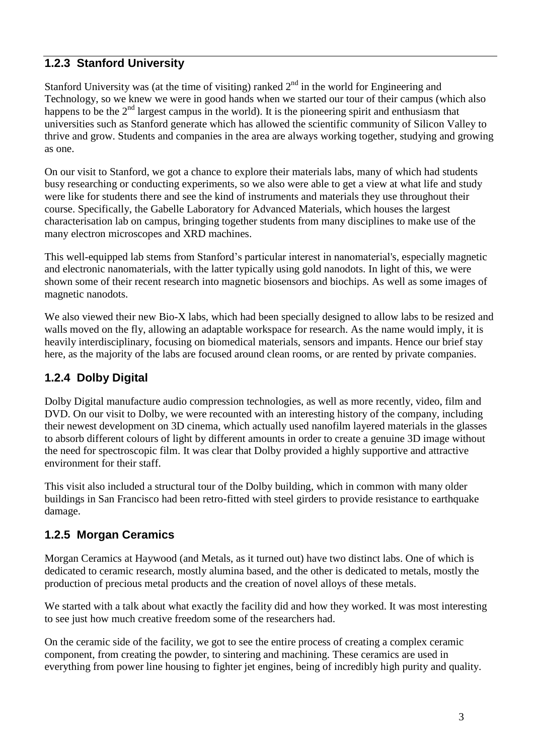### 1.2.3 Stanford University

Stanford University was (at the time of visiting) ranked 2nd in the world for Engineering and Technology, so we knew we were in good hands when we started our tour of their campus (which also happens to be the 2nd largest campus in the world). It is the pioneering spirit and enthusiasm that universities such as Stanford generate which has allowed the scientific community of Silicon Valley to thrive and grow. Students and companies in the area are always working together, studying and growing as one.

On our visit to Stanford, we got a chance to explore their materials labs, many of which had students busy researching or conducting experiments, so we also were able to get a view at what life and study were like for students there and see the kind of instruments and materials they use throughout their course. Specifically, the Gabelle Laboratory for Advanced Materials, which houses the largest characterisation lab on campus, bringing together students from many disciplines to make use of the many electron microscopes and XRD machines.

This well-equipped lab stems from Stanford's particular interest in nanomaterial's, especially magnetic and electronic nanomaterials, with the latter typically using gold nanodots. In light of this, we were shown some of their recent research into magnetic biosensors and biochips. As well as some images of magnetic nanodots.

We also viewed their new Bio-X labs, which had been specially designed to allow labs to be resized and walls moved on the fly, allowing an adaptable workspace for research. As the name would imply, it is heavily interdisciplinary, focusing on biomedical materials, sensors and impants. Hence our brief stay here, as the majority of the labs are focused around clean rooms, or are rented by private companies.

### 1.2.4 Dolby Digital

Dolby Digital manufacture audio compression technologies, as well as more recently, video, film and DVD. On our visit to Dolby, we were recounted with an interesting history of the company, including their newest development on 3D cinema, which actually used nanofilm layered materials in the glasses to absorb different colours of light by different amounts in order to create a genuine 3D image without the need for spectroscopic film. It was clear that Dolby provided a highly supportive and attractive environment for their staff.

This visit also included a structural tour of the Dolby building, which in common with many older buildings in San Francisco had been retro-fitted with steel girders to provide resistance to earthquake damage.

### 1.2.5 Morgan Ceramics

Morgan Ceramics at Haywood (and Metals, as it turned out) have two distinct labs. One of which is dedicated to ceramic research, mostly alumina based, and the other is dedicated to metals, mostly the production of precious metal products and the creation of novel alloys of these metals.

We started with a talk about what exactly the facility did and how they worked. It was most interesting to see just how much creative freedom some of the researchers had.

On the ceramic side of the facility, we got to see the entire process of creating a complex ceramic component, from creating the powder, to sintering and machining. These ceramics are used in everything from power line housing to fighter jet engines, being of incredibly high purity and quality.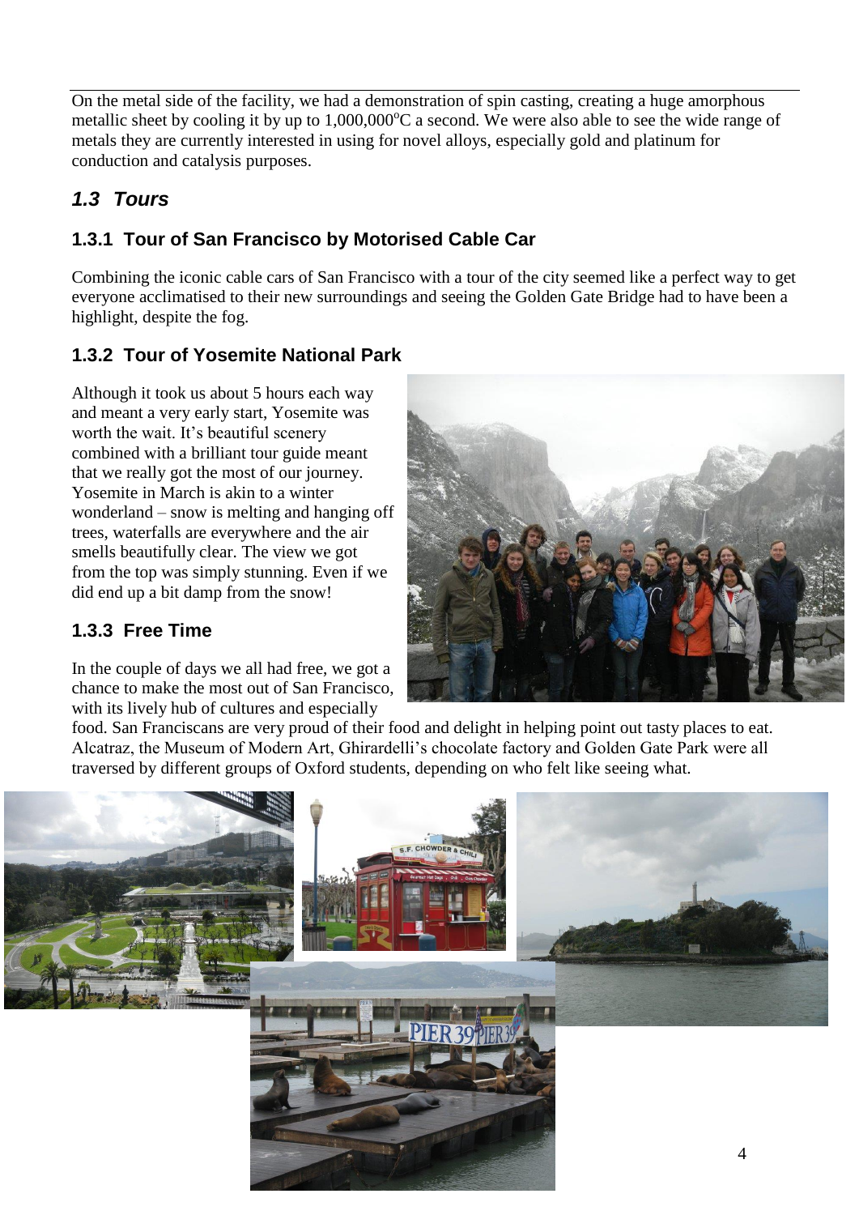On the metal side of the facility, we had a demonstration of spin casting, creating a huge amorphous metallic sheet by cooling it by up to 1,000,000°C a second. We were also able to see the wide range of metals they are currently interested in using for novel alloys, especially gold and platinum for conduction and catalysis purposes.

## *1.3 Tours*

### 1.3.1 Tour of San Francisco by Motorised Cable Car

Combining the iconic cable cars of San Francisco with a tour of the city seemed like a perfect way to get everyone acclimatised to their new surroundings and seeing the Golden Gate Bridge had to have been a highlight, despite the fog.

### 1.3.2 Tour of Yosemite National Park

Although it took us about 5 hours each way and meant a very early start, Yosemite was worth the wait. It's beautiful scenery combined with a brilliant tour guide meant that we really got the most of our journey. Yosemite in March is akin to a winter wonderland – snow is melting and hanging off trees, waterfalls are everywhere and the air smells beautifully clear. The view we got from the top was simply stunning. Even if we did end up a bit damp from the snow!

### 1.3.3 Free Time

In the couple of days we all had free, we got a chance to make the most out of San Francisco, with its lively hub of cultures and especially food. San Franciscans are very proud of their food and delight in helping point out tasty places to eat. Alcatraz, the Museum of Modern Art, Ghirardelli's chocolate factory and Golden Gate Park were all traversed by different groups of Oxford students, depending on who felt like seeing what.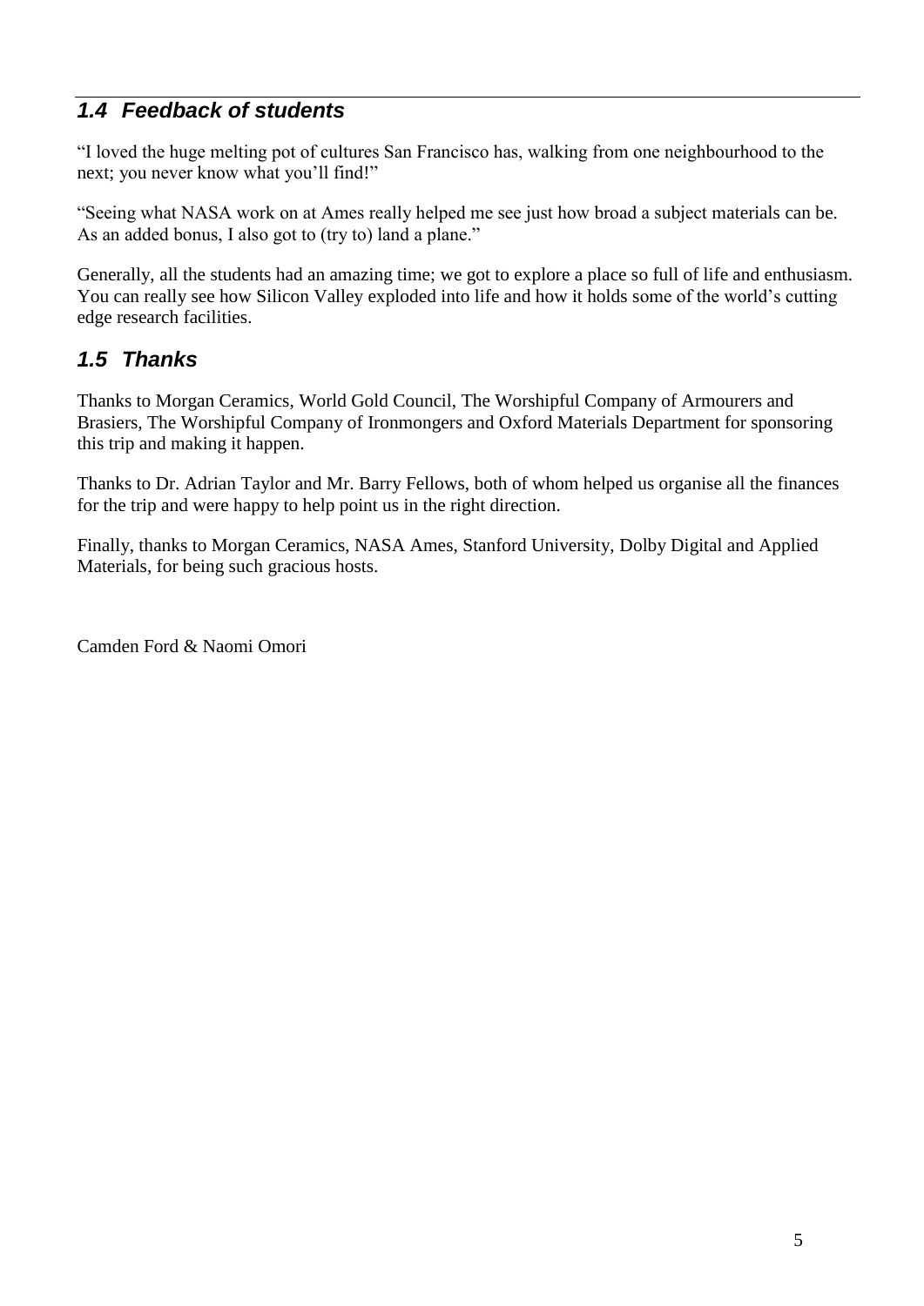### *1.4 Feedback of students*

"I loved the huge melting pot of cultures San Francisco has, walking from one neighbourhood to the next; you never know what you'll find!"

"Seeing what NASA work on at Ames really helped me see just how broad a subject materials can be. As an added bonus, I also got to (try to) land a plane."

Generally, all the students had an amazing time; we got to explore a place so full of life and enthusiasm. You can really see how Silicon Valley exploded into life and how it holds some of the world's cutting edge research facilities.

### *1.5 Thanks*

Thanks to Morgan Ceramics, World Gold Council, The Worshipful Company of Armourers and Brasiers, The Worshipful Company of Ironmongers and Oxford Materials Department for sponsoring this trip and making it happen.

Thanks to Dr. Adrian Taylor and Mr. Barry Fellows, both of whom helped us organise all the finances for the trip and were happy to help point us in the right direction.

Finally, thanks to Morgan Ceramics, NASA Ames, Stanford University, Dolby Digital and Applied Materials, for being such gracious hosts.

Camden Ford & Naomi Omori